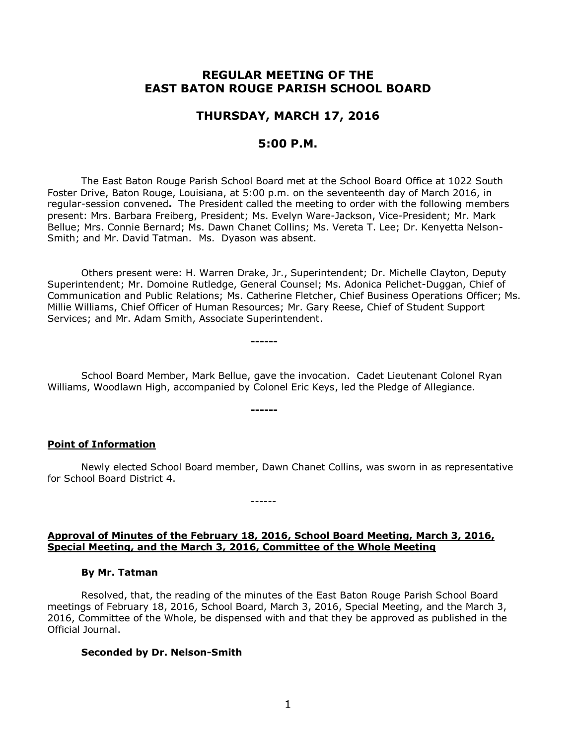# REGULAR MEETING OF THE EAST BATON ROUGE PARISH SCHOOL BOARD

## THURSDAY, MARCH 17, 2016

## 5:00 P.M.

The East Baton Rouge Parish School Board met at the School Board Office at 1022 South Foster Drive, Baton Rouge, Louisiana, at 5:00 p.m. on the seventeenth day of March 2016, in regular-session convened**.** The President called the meeting to order with the following members present: Mrs. Barbara Freiberg, President; Ms. Evelyn Ware-Jackson, Vice-President; Mr. Mark Bellue; Mrs. Connie Bernard; Ms. Dawn Chanet Collins; Ms. Vereta T. Lee; Dr. Kenyetta Nelson-Smith; and Mr. David Tatman. Ms. Dyason was absent.

Others present were: H. Warren Drake, Jr., Superintendent; Dr. Michelle Clayton, Deputy Superintendent; Mr. Domoine Rutledge, General Counsel; Ms. Adonica Pelichet-Duggan, Chief of Communication and Public Relations; Ms. Catherine Fletcher, Chief Business Operations Officer; Ms. Millie Williams, Chief Officer of Human Resources; Mr. Gary Reese, Chief of Student Support Services; and Mr. Adam Smith, Associate Superintendent.

**------**

School Board Member, Mark Bellue, gave the invocation. Cadet Lieutenant Colonel Ryan Williams, Woodlawn High, accompanied by Colonel Eric Keys, led the Pledge of Allegiance.

**------**

**Point of Information**

Newly elected School Board member, Dawn Chanet Collins, was sworn in as representative for School Board District 4.

------

**Approval of Minutes of the February 18, 2016, School Board Meeting, March 3, 2016, Special Meeting, and the March 3, 2016, Committee of the Whole Meeting**

**By Mr. Tatman**

Resolved, that, the reading of the minutes of the East Baton Rouge Parish School Board meetings of February 18, 2016, School Board, March 3, 2016, Special Meeting, and the March 3, 2016, Committee of the Whole, be dispensed with and that they be approved as published in the Official Journal.

**Seconded by Dr. Nelson-Smith**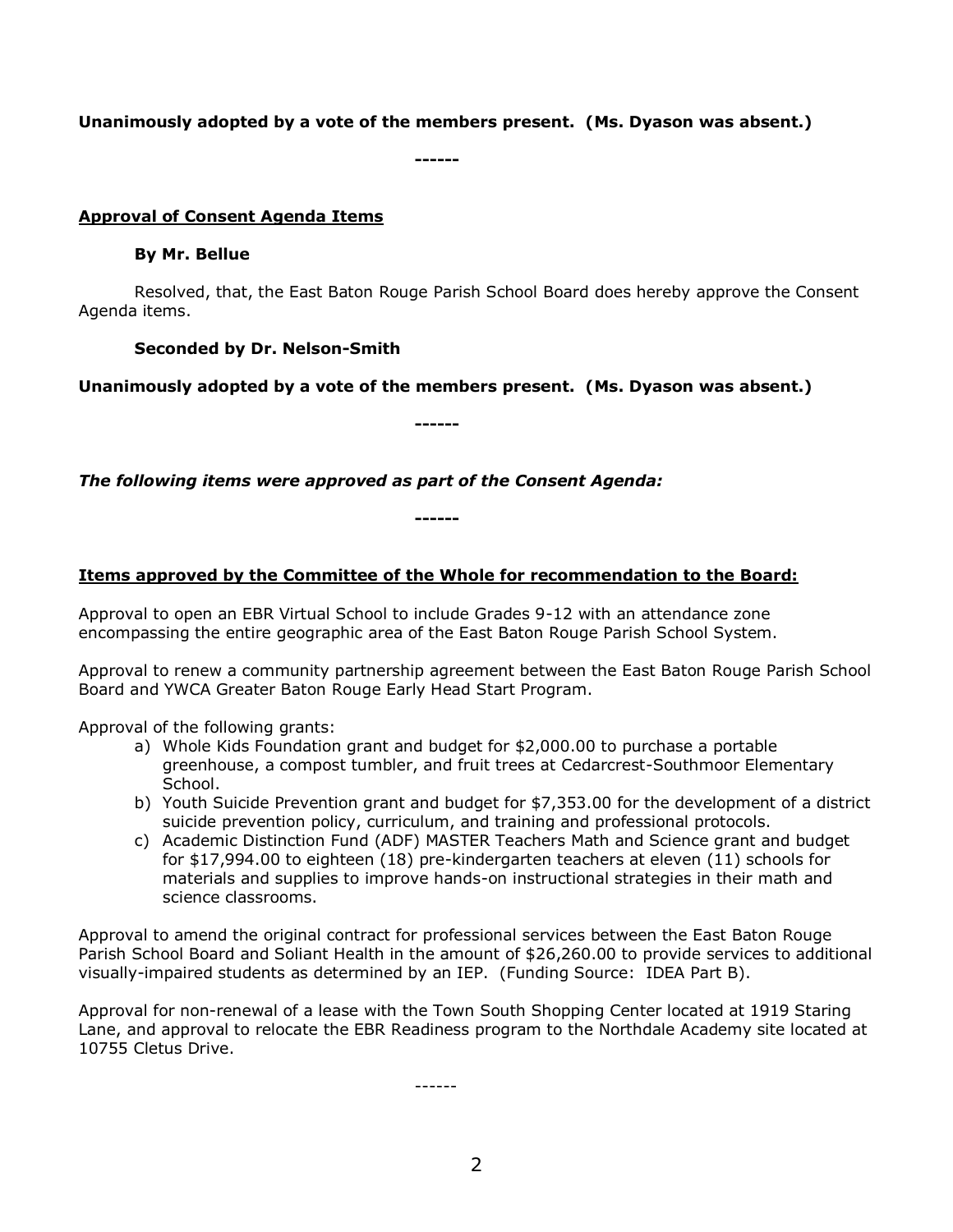**Unanimously adopted by a vote of the members present. (Ms. Dyason was absent.)**

**------**

**Approval of Consent Agenda Items**

**By Mr. Bellue**

Resolved, that, the East Baton Rouge Parish School Board does hereby approve the Consent Agenda items.

**Seconded by Dr. Nelson-Smith**

**Unanimously adopted by a vote of the members present. (Ms. Dyason was absent.)**

**------**

***The following items were approved as part of the Consent Agenda:***

**------**

**Items approved by the Committee of the Whole for recommendation to the Board:**

Approval to open an EBR Virtual School to include Grades 9-12 with an attendance zone encompassing the entire geographic area of the East Baton Rouge Parish School System.

Approval to renew a community partnership agreement between the East Baton Rouge Parish School Board and YWCA Greater Baton Rouge Early Head Start Program.

Approval of the following grants:

a) Whole Kids Foundation grant and budget for $2,000.00 to purchase a portable greenhouse, a compost tumbler, and fruit trees at Cedarcrest-Southmoor Elementary School.
b) Youth Suicide Prevention grant and budget for $7,353.00 for the development of a district suicide prevention policy, curriculum, and training and professional protocols.
c) Academic Distinction Fund (ADF) MASTER Teachers Math and Science grant and budget for $17,994.00 to eighteen (18) pre-kindergarten teachers at eleven (11) schools for materials and supplies to improve hands-on instructional strategies in their math and science classrooms.

Approval to amend the original contract for professional services between the East Baton Rouge Parish School Board and Soliant Health in the amount of $26,260.00 to provide services to additional visually-impaired students as determined by an IEP. (Funding Source: IDEA Part B).

Approval for non-renewal of a lease with the Town South Shopping Center located at 1919 Staring Lane, and approval to relocate the EBR Readiness program to the Northdale Academy site located at 10755 Cletus Drive.

------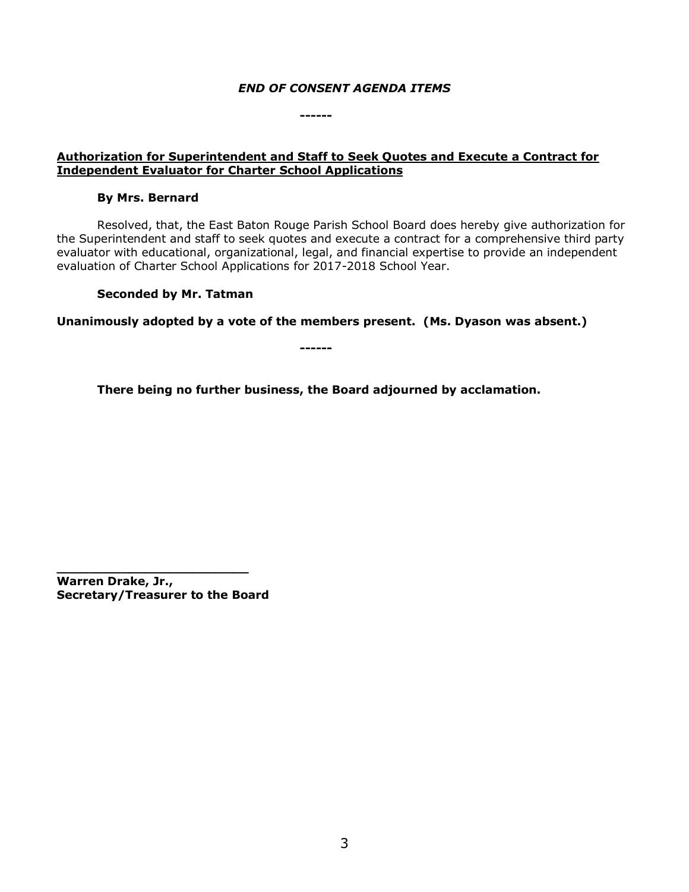*END OF CONSENT AGENDA ITEMS*

------

**Authorization for Superintendent and Staff to Seek Quotes and Execute a Contract for Independent Evaluator for Charter School Applications**

**By Mrs. Bernard**

Resolved, that, the East Baton Rouge Parish School Board does hereby give authorization for the Superintendent and staff to seek quotes and execute a contract for a comprehensive third party evaluator with educational, organizational, legal, and financial expertise to provide an independent evaluation of Charter School Applications for 2017-2018 School Year.

**Seconded by Mr. Tatman**

**Unanimously adopted by a vote of the members present. (Ms. Dyason was absent.)**

------

**There being no further business, the Board adjourned by acclamation.**

\_\_\_\_\_\_\_\_\_\_\_\_\_\_\_\_\_\_\_\_\_\_\_\_\_

**Warren Drake, Jr.,**
**Secretary/Treasurer to the Board**